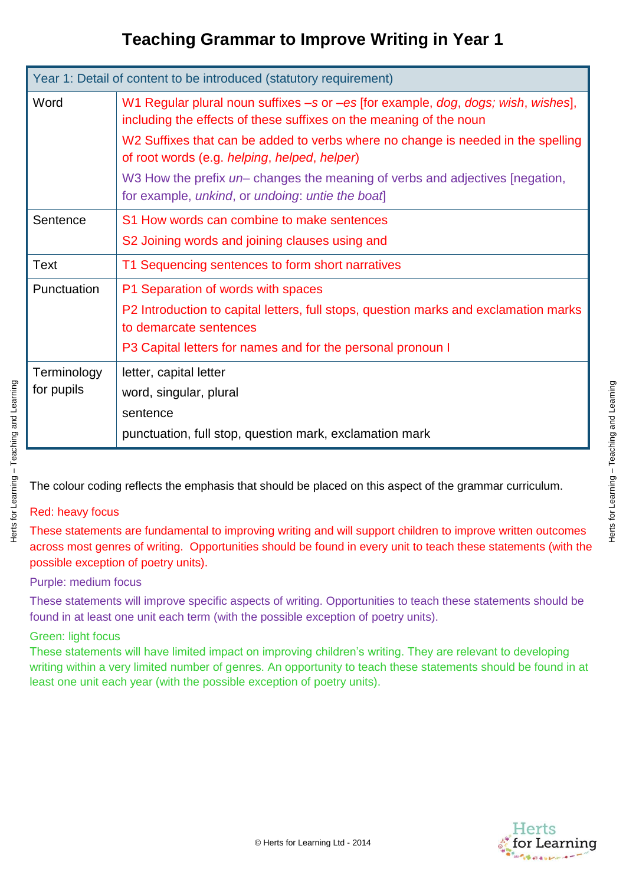# Teaching Grammar to Improve Writing in Year 1

| Year 1: Detail of content to be introduced (statutory requirement) | |
|---|---|
| Word | W1 Regular plural noun suffixes *–s* or *–es* [for example, *dog*, *dogs; wish*, *wishes*], including the effects of these suffixes on the meaning of the noun<br>W2 Suffixes that can be added to verbs where no change is needed in the spelling of root words (e.g. *helping*, *helped*, *helper*)<br>W3 How the prefix *un–* changes the meaning of verbs and adjectives [negation, for example, *unkind*, or *undoing*: *untie the boat*] |
| Sentence | S1 How words can combine to make sentences<br>S2 Joining words and joining clauses using and |
| Text | T1 Sequencing sentences to form short narratives |
| Punctuation | P1 Separation of words with spaces<br>P2 Introduction to capital letters, full stops, question marks and exclamation marks to demarcate sentences<br>P3 Capital letters for names and for the personal pronoun I |
| Terminology for pupils | letter, capital letter<br>word, singular, plural<br>sentence<br>punctuation, full stop, question mark, exclamation mark |

The colour coding reflects the emphasis that should be placed on this aspect of the grammar curriculum.

Red: heavy focus

These statements are fundamental to improving writing and will support children to improve written outcomes across most genres of writing. Opportunities should be found in every unit to teach these statements (with the possible exception of poetry units).

Purple: medium focus

These statements will improve specific aspects of writing. Opportunities to teach these statements should be found in at least one unit each term (with the possible exception of poetry units).

Green: light focus

These statements will have limited impact on improving children's writing. They are relevant to developing writing within a very limited number of genres. An opportunity to teach these statements should be found in at least one unit each year (with the possible exception of poetry units).

© Herts for Learning Ltd - 2014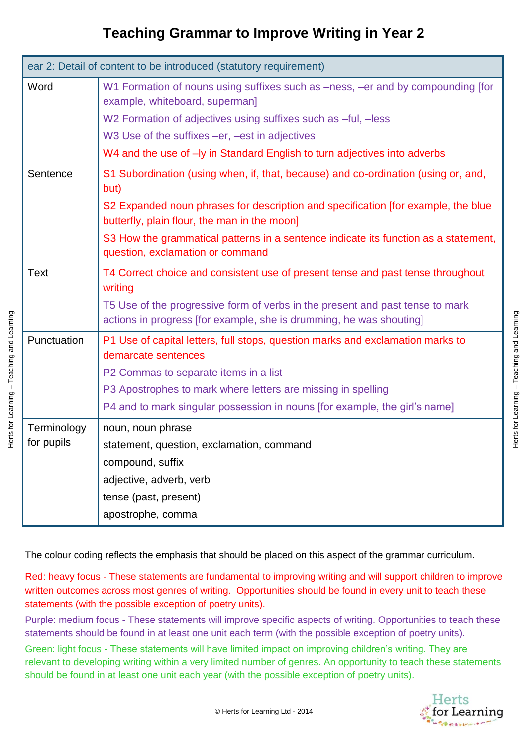# Teaching Grammar to Improve Writing in Year 2

| ear 2: Detail of content to be introduced (statutory requirement) | |
|---|---|
| Word | W1 Formation of nouns using suffixes such as –ness, –er and by compounding [for example, whiteboard, superman]<br>W2 Formation of adjectives using suffixes such as –ful, –less<br>W3 Use of the suffixes –er, –est in adjectives<br>W4 and the use of –ly in Standard English to turn adjectives into adverbs |
| Sentence | S1 Subordination (using when, if, that, because) and co-ordination (using or, and, but)<br>S2 Expanded noun phrases for description and specification [for example, the blue butterfly, plain flour, the man in the moon]<br>S3 How the grammatical patterns in a sentence indicate its function as a statement, question, exclamation or command |
| Text | T4 Correct choice and consistent use of present tense and past tense throughout writing<br>T5 Use of the progressive form of verbs in the present and past tense to mark actions in progress [for example, she is drumming, he was shouting] |
| Punctuation | P1 Use of capital letters, full stops, question marks and exclamation marks to demarcate sentences<br>P2 Commas to separate items in a list<br>P3 Apostrophes to mark where letters are missing in spelling<br>P4 and to mark singular possession in nouns [for example, the girl's name] |
| Terminology for pupils | noun, noun phrase<br>statement, question, exclamation, command<br>compound, suffix<br>adjective, adverb, verb<br>tense (past, present)<br>apostrophe, comma |

The colour coding reflects the emphasis that should be placed on this aspect of the grammar curriculum.

Red: heavy focus - These statements are fundamental to improving writing and will support children to improve written outcomes across most genres of writing. Opportunities should be found in every unit to teach these statements (with the possible exception of poetry units).

Purple: medium focus - These statements will improve specific aspects of writing. Opportunities to teach these statements should be found in at least one unit each term (with the possible exception of poetry units).

Green: light focus - These statements will have limited impact on improving children's writing. They are relevant to developing writing within a very limited number of genres. An opportunity to teach these statements should be found in at least one unit each year (with the possible exception of poetry units).

© Herts for Learning Ltd - 2014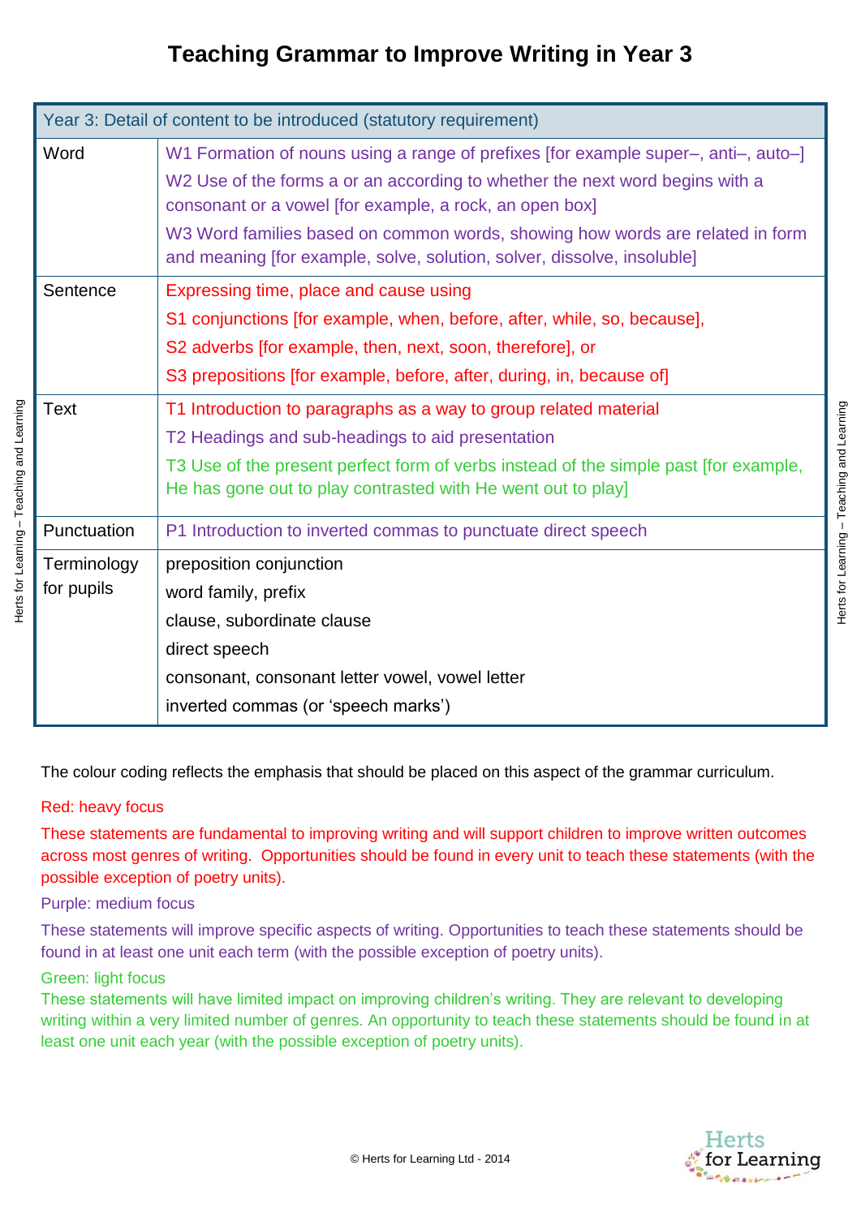# Teaching Grammar to Improve Writing in Year 3

| Year 3: Detail of content to be introduced (statutory requirement) | |
|---|---|
| Word | W1 Formation of nouns using a range of prefixes [for example super–, anti–, auto–]<br>W2 Use of the forms a or an according to whether the next word begins with a consonant or a vowel [for example, a rock, an open box]<br>W3 Word families based on common words, showing how words are related in form and meaning [for example, solve, solution, solver, dissolve, insoluble] |
| Sentence | Expressing time, place and cause using<br>S1 conjunctions [for example, when, before, after, while, so, because],<br>S2 adverbs [for example, then, next, soon, therefore], or<br>S3 prepositions [for example, before, after, during, in, because of] |
| Text | T1 Introduction to paragraphs as a way to group related material<br>T2 Headings and sub-headings to aid presentation<br>T3 Use of the present perfect form of verbs instead of the simple past [for example, He has gone out to play contrasted with He went out to play] |
| Punctuation | P1 Introduction to inverted commas to punctuate direct speech |
| Terminology for pupils | preposition conjunction<br>word family, prefix<br>clause, subordinate clause<br>direct speech<br>consonant, consonant letter vowel, vowel letter<br>inverted commas (or 'speech marks') |

The colour coding reflects the emphasis that should be placed on this aspect of the grammar curriculum.

Red: heavy focus

These statements are fundamental to improving writing and will support children to improve written outcomes across most genres of writing. Opportunities should be found in every unit to teach these statements (with the possible exception of poetry units).

Purple: medium focus

These statements will improve specific aspects of writing. Opportunities to teach these statements should be found in at least one unit each term (with the possible exception of poetry units).

Green: light focus

These statements will have limited impact on improving children's writing. They are relevant to developing writing within a very limited number of genres. An opportunity to teach these statements should be found in at least one unit each year (with the possible exception of poetry units).

© Herts for Learning Ltd - 2014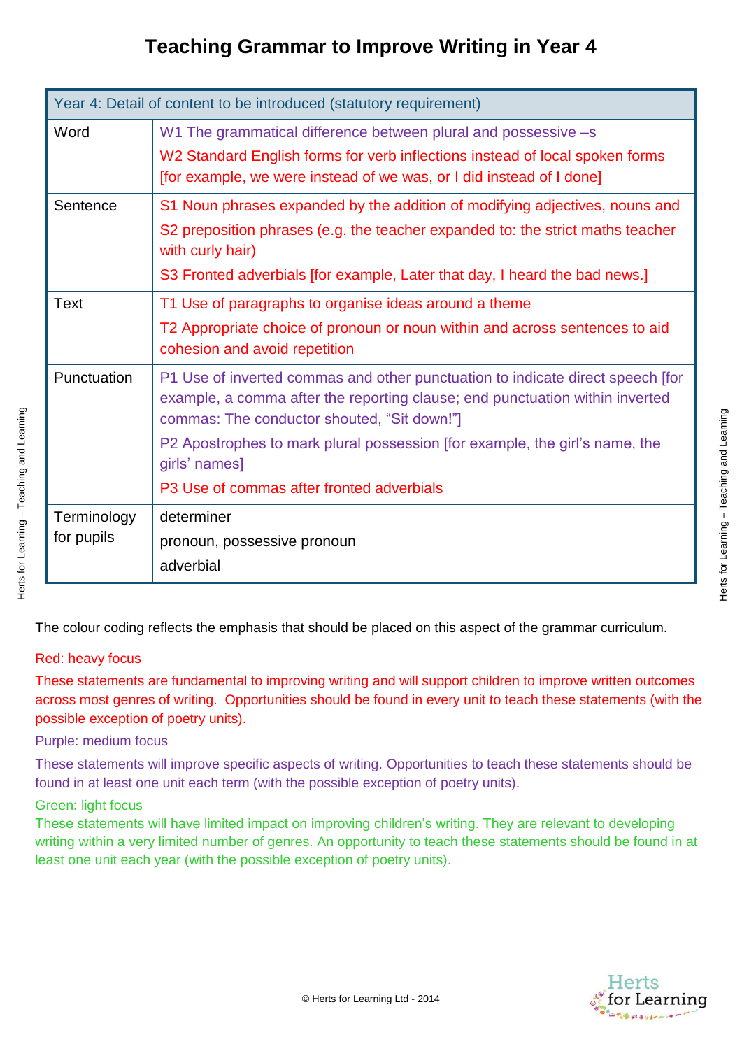# Teaching Grammar to Improve Writing in Year 4

| Year 4: Detail of content to be introduced (statutory requirement) | |
|---|---|
| Word | W1 The grammatical difference between plural and possessive –s<br>W2 Standard English forms for verb inflections instead of local spoken forms [for example, we were instead of we was, or I did instead of I done] |
| Sentence | S1 Noun phrases expanded by the addition of modifying adjectives, nouns and<br>S2 preposition phrases (e.g. the teacher expanded to: the strict maths teacher with curly hair)<br>S3 Fronted adverbials [for example, Later that day, I heard the bad news.] |
| Text | T1 Use of paragraphs to organise ideas around a theme<br>T2 Appropriate choice of pronoun or noun within and across sentences to aid cohesion and avoid repetition |
| Punctuation | P1 Use of inverted commas and other punctuation to indicate direct speech [for example, a comma after the reporting clause; end punctuation within inverted commas: The conductor shouted, "Sit down!"]<br>P2 Apostrophes to mark plural possession [for example, the girl's name, the girls' names]<br>P3 Use of commas after fronted adverbials |
| Terminology for pupils | determiner<br>pronoun, possessive pronoun<br>adverbial |

The colour coding reflects the emphasis that should be placed on this aspect of the grammar curriculum.

Red: heavy focus

These statements are fundamental to improving writing and will support children to improve written outcomes across most genres of writing. Opportunities should be found in every unit to teach these statements (with the possible exception of poetry units).

Purple: medium focus

These statements will improve specific aspects of writing. Opportunities to teach these statements should be found in at least one unit each term (with the possible exception of poetry units).

Green: light focus

These statements will have limited impact on improving children's writing. They are relevant to developing writing within a very limited number of genres. An opportunity to teach these statements should be found in at least one unit each year (with the possible exception of poetry units).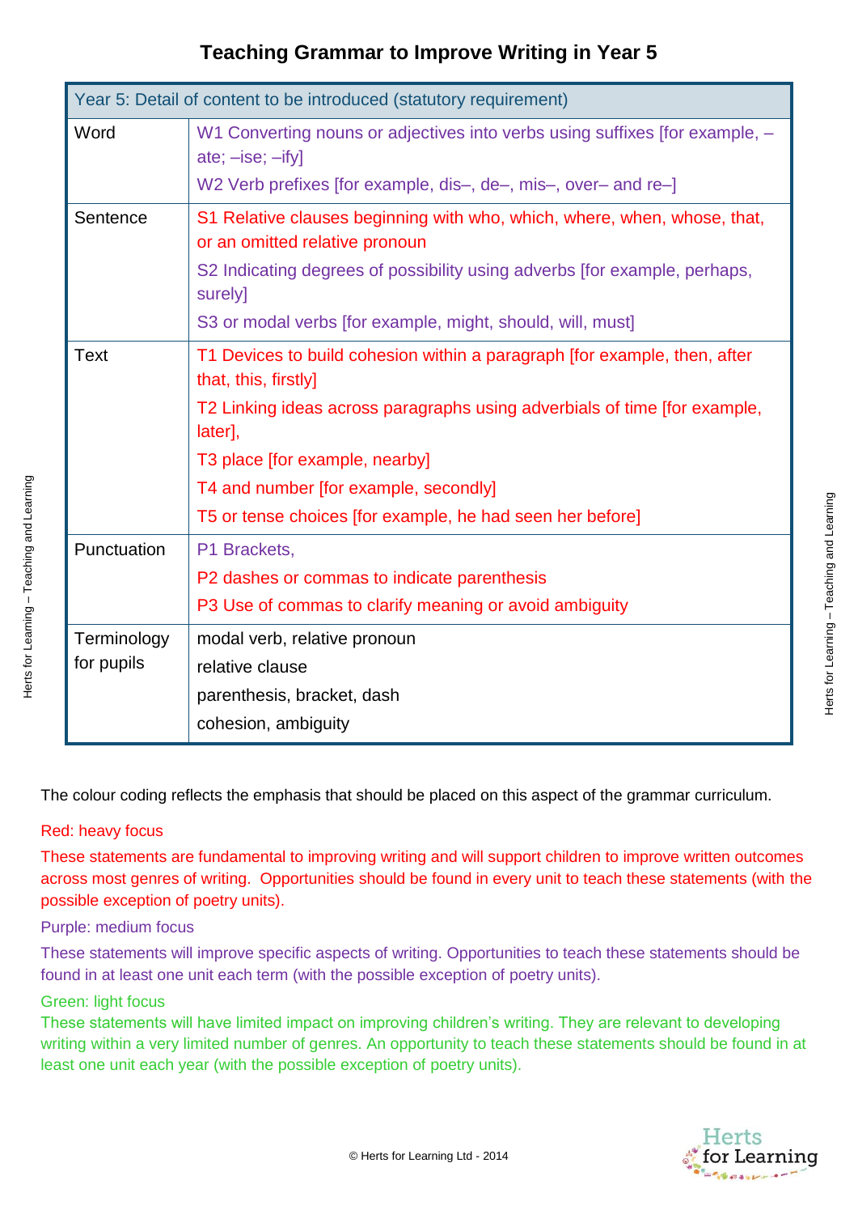# Teaching Grammar to Improve Writing in Year 5

| Year 5: Detail of content to be introduced (statutory requirement) | |
|---|---|
| Word | W1 Converting nouns or adjectives into verbs using suffixes [for example, –ate; –ise; –ify]<br>W2 Verb prefixes [for example, dis–, de–, mis–, over– and re–] |
| Sentence | S1 Relative clauses beginning with who, which, where, when, whose, that, or an omitted relative pronoun<br>S2 Indicating degrees of possibility using adverbs [for example, perhaps, surely]<br>S3 or modal verbs [for example, might, should, will, must] |
| Text | T1 Devices to build cohesion within a paragraph [for example, then, after that, this, firstly]<br>T2 Linking ideas across paragraphs using adverbials of time [for example, later],<br>T3 place [for example, nearby]<br>T4 and number [for example, secondly]<br>T5 or tense choices [for example, he had seen her before] |
| Punctuation | P1 Brackets,<br>P2 dashes or commas to indicate parenthesis<br>P3 Use of commas to clarify meaning or avoid ambiguity |
| Terminology for pupils | modal verb, relative pronoun<br>relative clause<br>parenthesis, bracket, dash<br>cohesion, ambiguity |

The colour coding reflects the emphasis that should be placed on this aspect of the grammar curriculum.

Red: heavy focus

These statements are fundamental to improving writing and will support children to improve written outcomes across most genres of writing. Opportunities should be found in every unit to teach these statements (with the possible exception of poetry units).

Purple: medium focus

These statements will improve specific aspects of writing. Opportunities to teach these statements should be found in at least one unit each term (with the possible exception of poetry units).

Green: light focus

These statements will have limited impact on improving children's writing. They are relevant to developing writing within a very limited number of genres. An opportunity to teach these statements should be found in at least one unit each year (with the possible exception of poetry units).

© Herts for Learning Ltd - 2014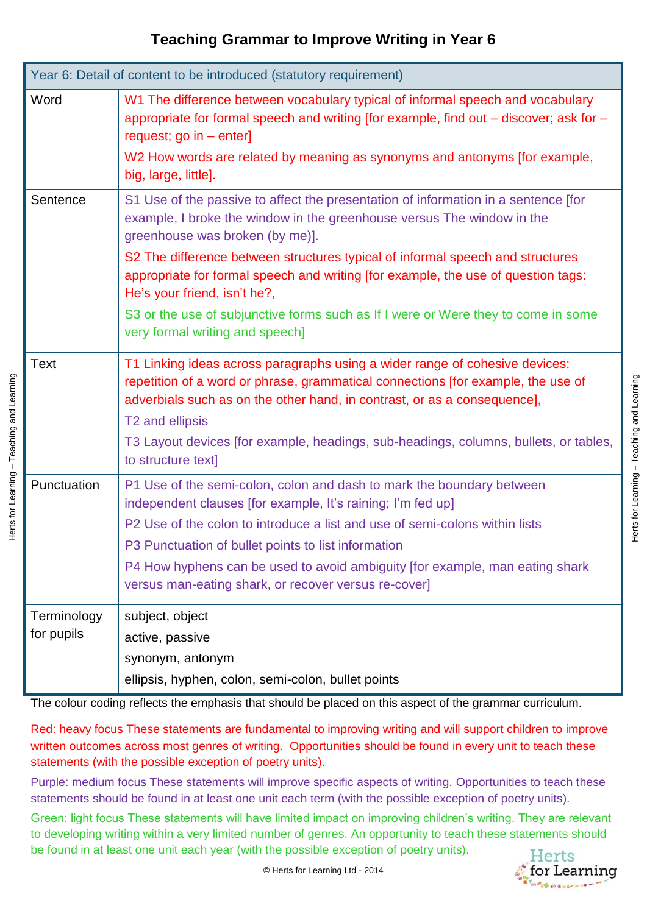# Teaching Grammar to Improve Writing in Year 6

| Year 6: Detail of content to be introduced (statutory requirement) | |
|---|---|
| Word | W1 The difference between vocabulary typical of informal speech and vocabulary appropriate for formal speech and writing [for example, find out – discover; ask for – request; go in – enter]<br>W2 How words are related by meaning as synonyms and antonyms [for example, big, large, little]. |
| Sentence | S1 Use of the passive to affect the presentation of information in a sentence [for example, I broke the window in the greenhouse versus The window in the greenhouse was broken (by me)].<br>S2 The difference between structures typical of informal speech and structures appropriate for formal speech and writing [for example, the use of question tags: He's your friend, isn't he?,<br>S3 or the use of subjunctive forms such as If I were or Were they to come in some very formal writing and speech] |
| Text | T1 Linking ideas across paragraphs using a wider range of cohesive devices: repetition of a word or phrase, grammatical connections [for example, the use of adverbials such as on the other hand, in contrast, or as a consequence],<br>T2 and ellipsis<br>T3 Layout devices [for example, headings, sub-headings, columns, bullets, or tables, to structure text] |
| Punctuation | P1 Use of the semi-colon, colon and dash to mark the boundary between independent clauses [for example, It's raining; I'm fed up]<br>P2 Use of the colon to introduce a list and use of semi-colons within lists<br>P3 Punctuation of bullet points to list information<br>P4 How hyphens can be used to avoid ambiguity [for example, man eating shark versus man-eating shark, or recover versus re-cover] |
| Terminology for pupils | subject, object<br>active, passive<br>synonym, antonym<br>ellipsis, hyphen, colon, semi-colon, bullet points |

The colour coding reflects the emphasis that should be placed on this aspect of the grammar curriculum.

Red: heavy focus These statements are fundamental to improving writing and will support children to improve written outcomes across most genres of writing. Opportunities should be found in every unit to teach these statements (with the possible exception of poetry units).

Purple: medium focus These statements will improve specific aspects of writing. Opportunities to teach these statements should be found in at least one unit each term (with the possible exception of poetry units).

Green: light focus These statements will have limited impact on improving children's writing. They are relevant to developing writing within a very limited number of genres. An opportunity to teach these statements should be found in at least one unit each year (with the possible exception of poetry units).

© Herts for Learning Ltd - 2014